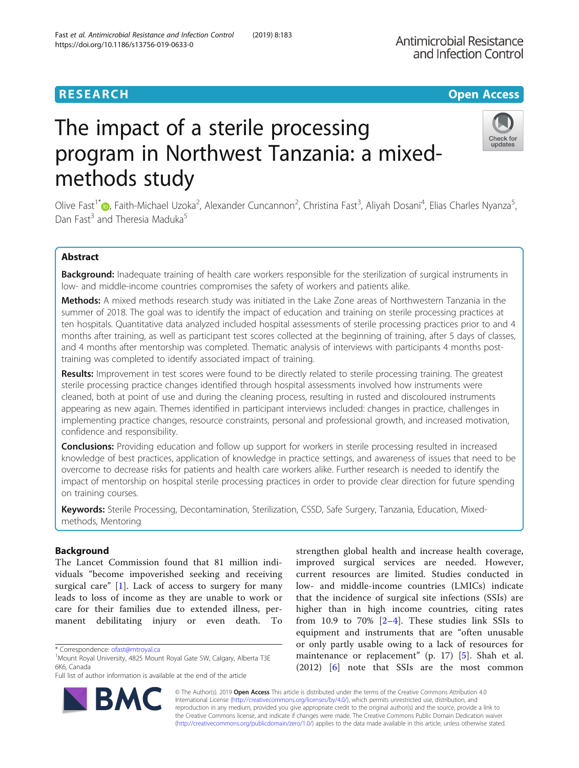RESEARCH

Open Access

# The impact of a sterile processing program in Northwest Tanzania: a mixed-methods study

Olive Fast[1*], Faith-Michael Uzoka[2], Alexander Cuncannon[2], Christina Fast[3], Aliyah Dosani[4], Elias Charles Nyanza[5], Dan Fast[3] and Theresia Maduka[5]

## Abstract

**Background:** Inadequate training of health care workers responsible for the sterilization of surgical instruments in low- and middle-income countries compromises the safety of workers and patients alike.

**Methods:** A mixed methods research study was initiated in the Lake Zone areas of Northwestern Tanzania in the summer of 2018. The goal was to identify the impact of education and training on sterile processing practices at ten hospitals. Quantitative data analyzed included hospital assessments of sterile processing practices prior to and 4 months after training, as well as participant test scores collected at the beginning of training, after 5 days of classes, and 4 months after mentorship was completed. Thematic analysis of interviews with participants 4 months post-training was completed to identify associated impact of training.

**Results:** Improvement in test scores were found to be directly related to sterile processing training. The greatest sterile processing practice changes identified through hospital assessments involved how instruments were cleaned, both at point of use and during the cleaning process, resulting in rusted and discoloured instruments appearing as new again. Themes identified in participant interviews included: changes in practice, challenges in implementing practice changes, resource constraints, personal and professional growth, and increased motivation, confidence and responsibility.

**Conclusions:** Providing education and follow up support for workers in sterile processing resulted in increased knowledge of best practices, application of knowledge in practice settings, and awareness of issues that need to be overcome to decrease risks for patients and health care workers alike. Further research is needed to identify the impact of mentorship on hospital sterile processing practices in order to provide clear direction for future spending on training courses.

**Keywords:** Sterile Processing, Decontamination, Sterilization, CSSD, Safe Surgery, Tanzania, Education, Mixed-methods, Mentoring

## Background

The Lancet Commission found that 81 million individuals "become impoverished seeking and receiving surgical care" [1]. Lack of access to surgery for many leads to loss of income as they are unable to work or care for their families due to extended illness, permanent debilitating injury or even death. To strengthen global health and increase health coverage, improved surgical services are needed. However, current resources are limited. Studies conducted in low- and middle-income countries (LMICs) indicate that the incidence of surgical site infections (SSIs) are higher than in high income countries, citing rates from 10.9 to 70% [2–4]. These studies link SSIs to equipment and instruments that are "often unusable or only partly usable owing to a lack of resources for maintenance or replacement" (p. 17) [5]. Shah et al. (2012) [6] note that SSIs are the most common

\* Correspondence: ofast@mtroyal.ca

[1]Mount Royal University, 4825 Mount Royal Gate SW, Calgary, Alberta T3E 6K6, Canada

Full list of author information is available at the end of the article

© The Author(s). 2019 **Open Access** This article is distributed under the terms of the Creative Commons Attribution 4.0 International License (http://creativecommons.org/licenses/by/4.0/), which permits unrestricted use, distribution, and reproduction in any medium, provided you give appropriate credit to the original author(s) and the source, provide a link to the Creative Commons license, and indicate if changes were made. The Creative Commons Public Domain Dedication waiver (http://creativecommons.org/publicdomain/zero/1.0/) applies to the data made available in this article, unless otherwise stated.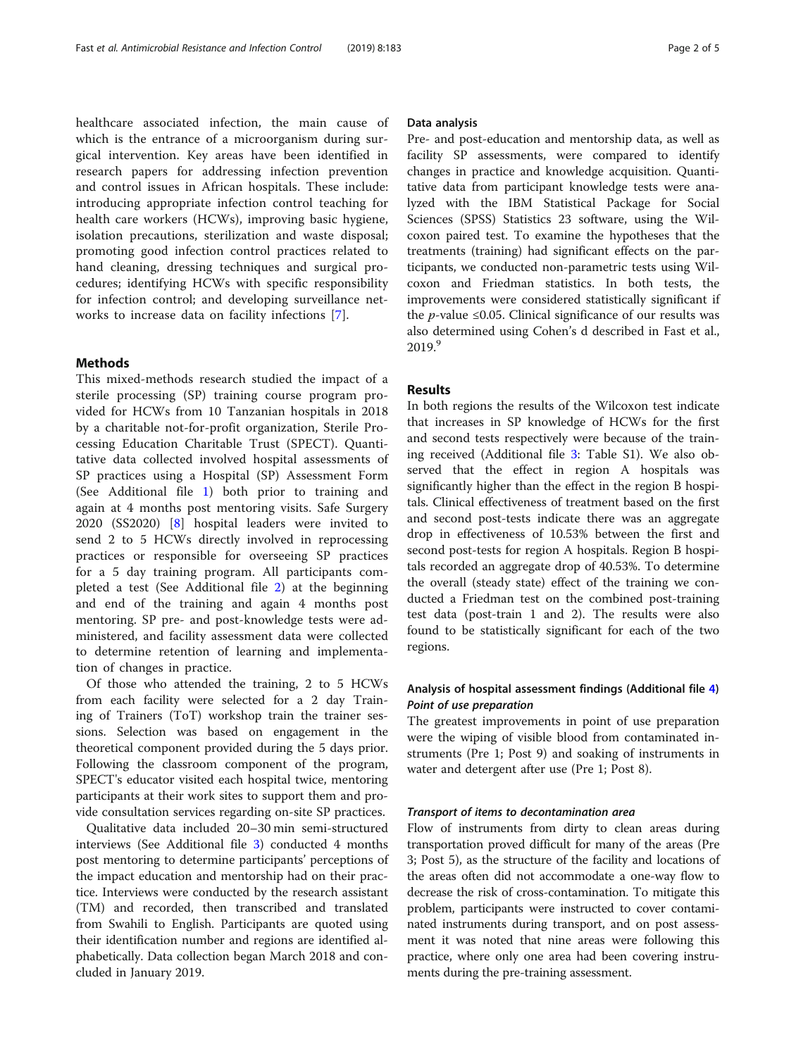healthcare associated infection, the main cause of which is the entrance of a microorganism during surgical intervention. Key areas have been identified in research papers for addressing infection prevention and control issues in African hospitals. These include: introducing appropriate infection control teaching for health care workers (HCWs), improving basic hygiene, isolation precautions, sterilization and waste disposal; promoting good infection control practices related to hand cleaning, dressing techniques and surgical procedures; identifying HCWs with specific responsibility for infection control; and developing surveillance networks to increase data on facility infections [7].

## Methods

This mixed-methods research studied the impact of a sterile processing (SP) training course program provided for HCWs from 10 Tanzanian hospitals in 2018 by a charitable not-for-profit organization, Sterile Processing Education Charitable Trust (SPECT). Quantitative data collected involved hospital assessments of SP practices using a Hospital (SP) Assessment Form (See Additional file 1) both prior to training and again at 4 months post mentoring visits. Safe Surgery 2020 (SS2020) [8] hospital leaders were invited to send 2 to 5 HCWs directly involved in reprocessing practices or responsible for overseeing SP practices for a 5 day training program. All participants completed a test (See Additional file 2) at the beginning and end of the training and again 4 months post mentoring. SP pre- and post-knowledge tests were administered, and facility assessment data were collected to determine retention of learning and implementation of changes in practice.

Of those who attended the training, 2 to 5 HCWs from each facility were selected for a 2 day Training of Trainers (ToT) workshop train the trainer sessions. Selection was based on engagement in the theoretical component provided during the 5 days prior. Following the classroom component of the program, SPECT's educator visited each hospital twice, mentoring participants at their work sites to support them and provide consultation services regarding on-site SP practices.

Qualitative data included 20–30 min semi-structured interviews (See Additional file 3) conducted 4 months post mentoring to determine participants' perceptions of the impact education and mentorship had on their practice. Interviews were conducted by the research assistant (TM) and recorded, then transcribed and translated from Swahili to English. Participants are quoted using their identification number and regions are identified alphabetically. Data collection began March 2018 and concluded in January 2019.

### Data analysis

Pre- and post-education and mentorship data, as well as facility SP assessments, were compared to identify changes in practice and knowledge acquisition. Quantitative data from participant knowledge tests were analyzed with the IBM Statistical Package for Social Sciences (SPSS) Statistics 23 software, using the Wilcoxon paired test. To examine the hypotheses that the treatments (training) had significant effects on the participants, we conducted non-parametric tests using Wilcoxon and Friedman statistics. In both tests, the improvements were considered statistically significant if the $p$-value ≤0.05. Clinical significance of our results was also determined using Cohen's d described in Fast et al., 2019.[9]

## Results

In both regions the results of the Wilcoxon test indicate that increases in SP knowledge of HCWs for the first and second tests respectively were because of the training received (Additional file 3: Table S1). We also observed that the effect in region A hospitals was significantly higher than the effect in the region B hospitals. Clinical effectiveness of treatment based on the first and second post-tests indicate there was an aggregate drop in effectiveness of 10.53% between the first and second post-tests for region A hospitals. Region B hospitals recorded an aggregate drop of 40.53%. To determine the overall (steady state) effect of the training we conducted a Friedman test on the combined post-training test data (post-train 1 and 2). The results were also found to be statistically significant for each of the two regions.

### Analysis of hospital assessment findings (Additional file 4)

#### *Point of use preparation*

The greatest improvements in point of use preparation were the wiping of visible blood from contaminated instruments (Pre 1; Post 9) and soaking of instruments in water and detergent after use (Pre 1; Post 8).

#### *Transport of items to decontamination area*

Flow of instruments from dirty to clean areas during transportation proved difficult for many of the areas (Pre 3; Post 5), as the structure of the facility and locations of the areas often did not accommodate a one-way flow to decrease the risk of cross-contamination. To mitigate this problem, participants were instructed to cover contaminated instruments during transport, and on post assessment it was noted that nine areas were following this practice, where only one area had been covering instruments during the pre-training assessment.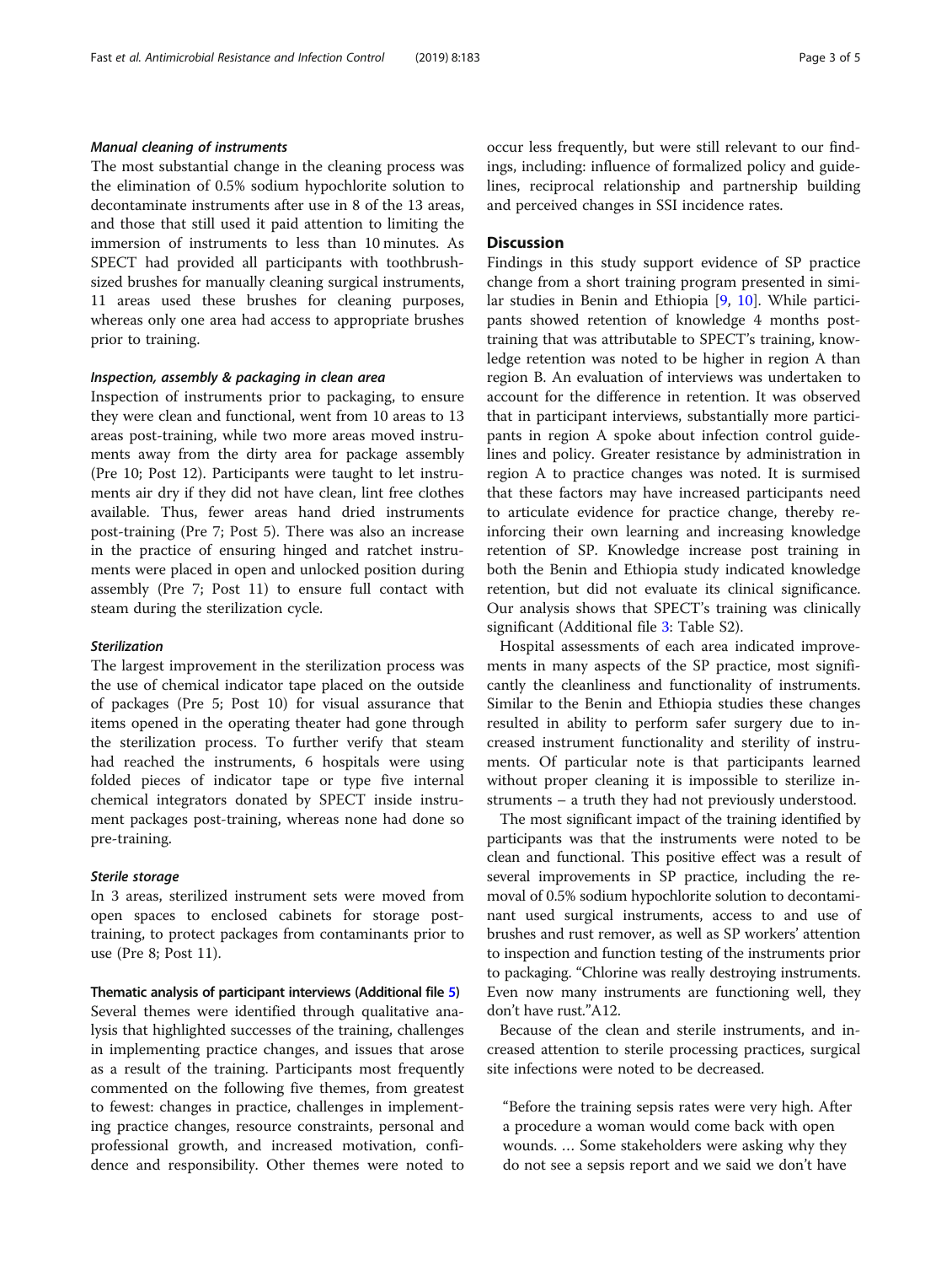#### *Manual cleaning of instruments*

The most substantial change in the cleaning process was the elimination of 0.5% sodium hypochlorite solution to decontaminate instruments after use in 8 of the 13 areas, and those that still used it paid attention to limiting the immersion of instruments to less than 10 minutes. As SPECT had provided all participants with toothbrush-sized brushes for manually cleaning surgical instruments, 11 areas used these brushes for cleaning purposes, whereas only one area had access to appropriate brushes prior to training.

#### *Inspection, assembly & packaging in clean area*

Inspection of instruments prior to packaging, to ensure they were clean and functional, went from 10 areas to 13 areas post-training, while two more areas moved instruments away from the dirty area for package assembly (Pre 10; Post 12). Participants were taught to let instruments air dry if they did not have clean, lint free clothes available. Thus, fewer areas hand dried instruments post-training (Pre 7; Post 5). There was also an increase in the practice of ensuring hinged and ratchet instruments were placed in open and unlocked position during assembly (Pre 7; Post 11) to ensure full contact with steam during the sterilization cycle.

#### *Sterilization*

The largest improvement in the sterilization process was the use of chemical indicator tape placed on the outside of packages (Pre 5; Post 10) for visual assurance that items opened in the operating theater had gone through the sterilization process. To further verify that steam had reached the instruments, 6 hospitals were using folded pieces of indicator tape or type five internal chemical integrators donated by SPECT inside instrument packages post-training, whereas none had done so pre-training.

#### *Sterile storage*

In 3 areas, sterilized instrument sets were moved from open spaces to enclosed cabinets for storage post-training, to protect packages from contaminants prior to use (Pre 8; Post 11).

### Thematic analysis of participant interviews (Additional file 5)

Several themes were identified through qualitative analysis that highlighted successes of the training, challenges in implementing practice changes, and issues that arose as a result of the training. Participants most frequently commented on the following five themes, from greatest to fewest: changes in practice, challenges in implementing practice changes, resource constraints, personal and professional growth, and increased motivation, confidence and responsibility. Other themes were noted to occur less frequently, but were still relevant to our findings, including: influence of formalized policy and guidelines, reciprocal relationship and partnership building and perceived changes in SSI incidence rates.

## Discussion

Findings in this study support evidence of SP practice change from a short training program presented in similar studies in Benin and Ethiopia [9, 10]. While participants showed retention of knowledge 4 months post-training that was attributable to SPECT's training, knowledge retention was noted to be higher in region A than region B. An evaluation of interviews was undertaken to account for the difference in retention. It was observed that in participant interviews, substantially more participants in region A spoke about infection control guidelines and policy. Greater resistance by administration in region A to practice changes was noted. It is surmised that these factors may have increased participants need to articulate evidence for practice change, thereby reinforcing their own learning and increasing knowledge retention of SP. Knowledge increase post training in both the Benin and Ethiopia study indicated knowledge retention, but did not evaluate its clinical significance. Our analysis shows that SPECT's training was clinically significant (Additional file 3: Table S2).

Hospital assessments of each area indicated improvements in many aspects of the SP practice, most significantly the cleanliness and functionality of instruments. Similar to the Benin and Ethiopia studies these changes resulted in ability to perform safer surgery due to increased instrument functionality and sterility of instruments. Of particular note is that participants learned without proper cleaning it is impossible to sterilize instruments – a truth they had not previously understood.

The most significant impact of the training identified by participants was that the instruments were noted to be clean and functional. This positive effect was a result of several improvements in SP practice, including the removal of 0.5% sodium hypochlorite solution to decontaminant used surgical instruments, access to and use of brushes and rust remover, as well as SP workers' attention to inspection and function testing of the instruments prior to packaging. "Chlorine was really destroying instruments. Even now many instruments are functioning well, they don't have rust."A12.

Because of the clean and sterile instruments, and increased attention to sterile processing practices, surgical site infections were noted to be decreased.

> "Before the training sepsis rates were very high. After a procedure a woman would come back with open wounds. … Some stakeholders were asking why they do not see a sepsis report and we said we don't have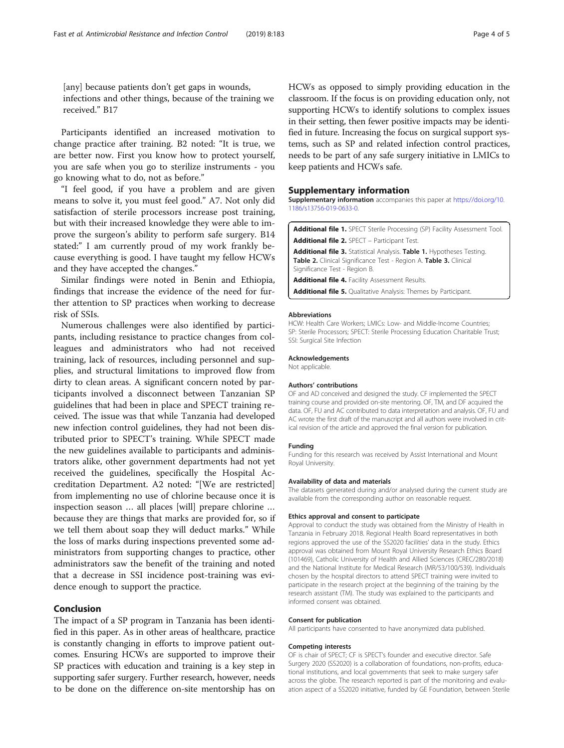[any] because patients don't get gaps in wounds, infections and other things, because of the training we received." B17

Participants identified an increased motivation to change practice after training. B2 noted: "It is true, we are better now. First you know how to protect yourself, you are safe when you go to sterilize instruments - you go knowing what to do, not as before."

"I feel good, if you have a problem and are given means to solve it, you must feel good." A7. Not only did satisfaction of sterile processors increase post training, but with their increased knowledge they were able to improve the surgeon's ability to perform safe surgery. B14 stated:" I am currently proud of my work frankly because everything is good. I have taught my fellow HCWs and they have accepted the changes."

Similar findings were noted in Benin and Ethiopia, findings that increase the evidence of the need for further attention to SP practices when working to decrease risk of SSIs.

Numerous challenges were also identified by participants, including resistance to practice changes from colleagues and administrators who had not received training, lack of resources, including personnel and supplies, and structural limitations to improved flow from dirty to clean areas. A significant concern noted by participants involved a disconnect between Tanzanian SP guidelines that had been in place and SPECT training received. The issue was that while Tanzania had developed new infection control guidelines, they had not been distributed prior to SPECT's training. While SPECT made the new guidelines available to participants and administrators alike, other government departments had not yet received the guidelines, specifically the Hospital Accreditation Department. A2 noted: "[We are restricted] from implementing no use of chlorine because once it is inspection season … all places [will] prepare chlorine … because they are things that marks are provided for, so if we tell them about soap they will deduct marks." While the loss of marks during inspections prevented some administrators from supporting changes to practice, other administrators saw the benefit of the training and noted that a decrease in SSI incidence post-training was evidence enough to support the practice.

## Conclusion

The impact of a SP program in Tanzania has been identified in this paper. As in other areas of healthcare, practice is constantly changing in efforts to improve patient outcomes. Ensuring HCWs are supported to improve their SP practices with education and training is a key step in supporting safer surgery. Further research, however, needs to be done on the difference on-site mentorship has on HCWs as opposed to simply providing education in the classroom. If the focus is on providing education only, not supporting HCWs to identify solutions to complex issues in their setting, then fewer positive impacts may be identified in future. Increasing the focus on surgical support systems, such as SP and related infection control practices, needs to be part of any safe surgery initiative in LMICs to keep patients and HCWs safe.

## Supplementary information

**Supplementary information** accompanies this paper at https://doi.org/10.1186/s13756-019-0633-0.

**Additional file 1.** SPECT Sterile Processing (SP) Facility Assessment Tool.
**Additional file 2.** SPECT – Participant Test.
**Additional file 3.** Statistical Analysis. **Table 1.** Hypotheses Testing. **Table 2.** Clinical Significance Test - Region A. **Table 3.** Clinical Significance Test - Region B.
**Additional file 4.** Facility Assessment Results.
**Additional file 5.** Qualitative Analysis: Themes by Participant.

#### Abbreviations

HCW: Health Care Workers; LMICs: Low- and Middle-Income Countries; SP: Sterile Processors; SPECT: Sterile Processing Education Charitable Trust; SSI: Surgical Site Infection

#### Acknowledgements

Not applicable.

#### Authors' contributions

OF and AD conceived and designed the study. CF implemented the SPECT training course and provided on-site mentoring. OF, TM, and DF acquired the data. OF, FU and AC contributed to data interpretation and analysis. OF, FU and AC wrote the first draft of the manuscript and all authors were involved in critical revision of the article and approved the final version for publication.

#### Funding

Funding for this research was received by Assist International and Mount Royal University.

#### Availability of data and materials

The datasets generated during and/or analysed during the current study are available from the corresponding author on reasonable request.

#### Ethics approval and consent to participate

Approval to conduct the study was obtained from the Ministry of Health in Tanzania in February 2018. Regional Health Board representatives in both regions approved the use of the SS2020 facilities' data in the study. Ethics approval was obtained from Mount Royal University Research Ethics Board (101469), Catholic University of Health and Allied Sciences (CREC/280/2018) and the National Institute for Medical Research (MR/53/100/539). Individuals chosen by the hospital directors to attend SPECT training were invited to participate in the research project at the beginning of the training by the research assistant (TM). The study was explained to the participants and informed consent was obtained.

#### Consent for publication

All participants have consented to have anonymized data published.

#### Competing interests

OF is chair of SPECT; CF is SPECT's founder and executive director. Safe Surgery 2020 (SS2020) is a collaboration of foundations, non-profits, educational institutions, and local governments that seek to make surgery safer across the globe. The research reported is part of the monitoring and evaluation aspect of a SS2020 initiative, funded by GE Foundation, between Sterile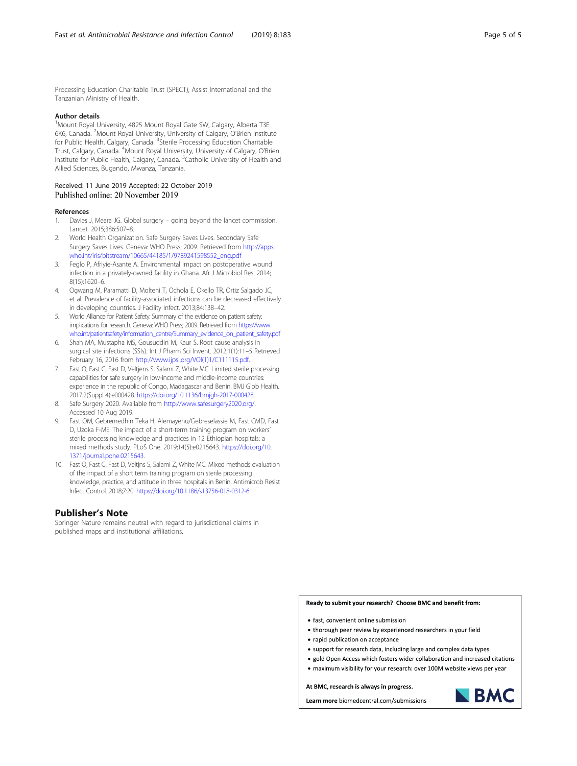Processing Education Charitable Trust (SPECT), Assist International and the Tanzanian Ministry of Health.

### Author details

[1]Mount Royal University, 4825 Mount Royal Gate SW, Calgary, Alberta T3E 6K6, Canada. [2]Mount Royal University, University of Calgary, O'Brien Institute for Public Health, Calgary, Canada. [3]Sterile Processing Education Charitable Trust, Calgary, Canada. [4]Mount Royal University, University of Calgary, O'Brien Institute for Public Health, Calgary, Canada. [5]Catholic University of Health and Allied Sciences, Bugando, Mwanza, Tanzania.

Received: 11 June 2019 Accepted: 22 October 2019
Published online: 20 November 2019

### References

1. Davies J, Meara JG. Global surgery – going beyond the lancet commission. Lancet. 2015;386:507–8.
2. World Health Organization. Safe Surgery Saves Lives. Secondary Safe Surgery Saves Lives. Geneva: WHO Press; 2009. Retrieved from http://apps.who.int/iris/bitstream/10665/44185/1/9789241598552_eng.pdf
3. Feglo P, Afriyie-Asante A. Environmental impact on postoperative wound infection in a privately-owned facility in Ghana. Afr J Microbiol Res. 2014; 8(15):1620–6.
4. Ogwang M, Paramatti D, Molteni T, Ochola E, Okello TR, Ortiz Salgado JC, et al. Prevalence of facility-associated infections can be decreased effectively in developing countries. J Facility Infect. 2013;84:138–42.
5. World Alliance for Patient Safety. Summary of the evidence on patient safety: implications for research. Geneva: WHO Press; 2009. Retrieved from https://www.who.int/patientsafety/information_centre/Summary_evidence_on_patient_safety.pdf
6. Shah MA, Mustapha MS, Gousuddin M, Kaur S. Root cause analysis in surgical site infections (SSIs). Int J Pharm Sci Invent. 2012;1(1):11–5 Retrieved February 16, 2016 from http://www.ijpsi.org/VOl(1)1/C111115.pdf.
7. Fast O, Fast C, Fast D, Veltjens S, Salami Z, White MC. Limited sterile processing capabilities for safe surgery in low-income and middle-income countries: experience in the republic of Congo, Madagascar and Benin. BMJ Glob Health. 2017;2(Suppl 4):e000428. https://doi.org/10.1136/bmjgh-2017-000428.
8. Safe Surgery 2020. Available from http://www.safesurgery2020.org/. Accessed 10 Aug 2019.
9. Fast OM, Gebremedhin Teka H, Alemayehu/Gebreselassie M, Fast CMD, Fast D, Uzoka F-ME. The impact of a short-term training program on workers' sterile processing knowledge and practices in 12 Ethiopian hospitals: a mixed methods study. PLoS One. 2019;14(5):e0215643. https://doi.org/10.1371/journal.pone.0215643.
10. Fast O, Fast C, Fast D, Veltjns S, Salami Z, White MC. Mixed methods evaluation of the impact of a short term training program on sterile processing knowledge, practice, and attitude in three hospitals in Benin. Antimicrob Resist Infect Control. 2018;7:20. https://doi.org/10.1186/s13756-018-0312-6.

## Publisher's Note

Springer Nature remains neutral with regard to jurisdictional claims in published maps and institutional affiliations.

**Ready to submit your research? Choose BMC and benefit from:**

- fast, convenient online submission
- thorough peer review by experienced researchers in your field
- rapid publication on acceptance
- support for research data, including large and complex data types
- gold Open Access which fosters wider collaboration and increased citations
- maximum visibility for your research: over 100M website views per year

**At BMC, research is always in progress.**

**Learn more** biomedcentral.com/submissions

BMC